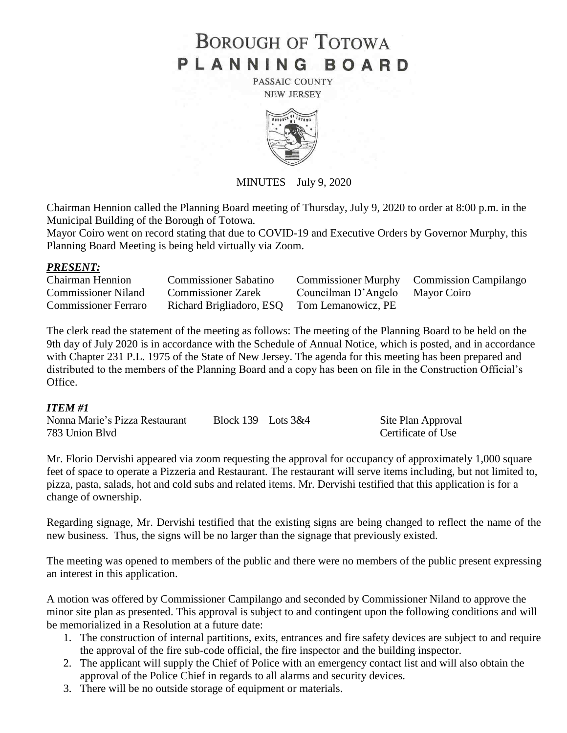# BOROUGH OF TOTOWA
# PLANNING BOARD

PASSAIC COUNTY
NEW JERSEY

MINUTES – July 9, 2020

Chairman Hennion called the Planning Board meeting of Thursday, July 9, 2020 to order at 8:00 p.m. in the Municipal Building of the Borough of Totowa.
Mayor Coiro went on record stating that due to COVID-19 and Executive Orders by Governor Murphy, this Planning Board Meeting is being held virtually via Zoom.

## *PRESENT:*

| | | | |
|---|---|---|---|
| Chairman Hennion | Commissioner Sabatino | Commissioner Murphy | Commission Campilango |
| Commissioner Niland | Commissioner Zarek | Councilman D'Angelo | Mayor Coiro |
| Commissioner Ferraro | Richard Brigliadoro, ESQ | Tom Lemanowicz, PE | |

The clerk read the statement of the meeting as follows: The meeting of the Planning Board to be held on the 9th day of July 2020 is in accordance with the Schedule of Annual Notice, which is posted, and in accordance with Chapter 231 P.L. 1975 of the State of New Jersey. The agenda for this meeting has been prepared and distributed to the members of the Planning Board and a copy has been on file in the Construction Official's Office.

## *ITEM #1*

| | | |
|---|---|---|
| Nonna Marie's Pizza Restaurant | Block 139 – Lots 3&4 | Site Plan Approval |
| 783 Union Blvd | | Certificate of Use |

Mr. Florio Dervishi appeared via zoom requesting the approval for occupancy of approximately 1,000 square feet of space to operate a Pizzeria and Restaurant. The restaurant will serve items including, but not limited to, pizza, pasta, salads, hot and cold subs and related items. Mr. Dervishi testified that this application is for a change of ownership.

Regarding signage, Mr. Dervishi testified that the existing signs are being changed to reflect the name of the new business. Thus, the signs will be no larger than the signage that previously existed.

The meeting was opened to members of the public and there were no members of the public present expressing an interest in this application.

A motion was offered by Commissioner Campilango and seconded by Commissioner Niland to approve the minor site plan as presented. This approval is subject to and contingent upon the following conditions and will be memorialized in a Resolution at a future date:

1. The construction of internal partitions, exits, entrances and fire safety devices are subject to and require the approval of the fire sub-code official, the fire inspector and the building inspector.
2. The applicant will supply the Chief of Police with an emergency contact list and will also obtain the approval of the Police Chief in regards to all alarms and security devices.
3. There will be no outside storage of equipment or materials.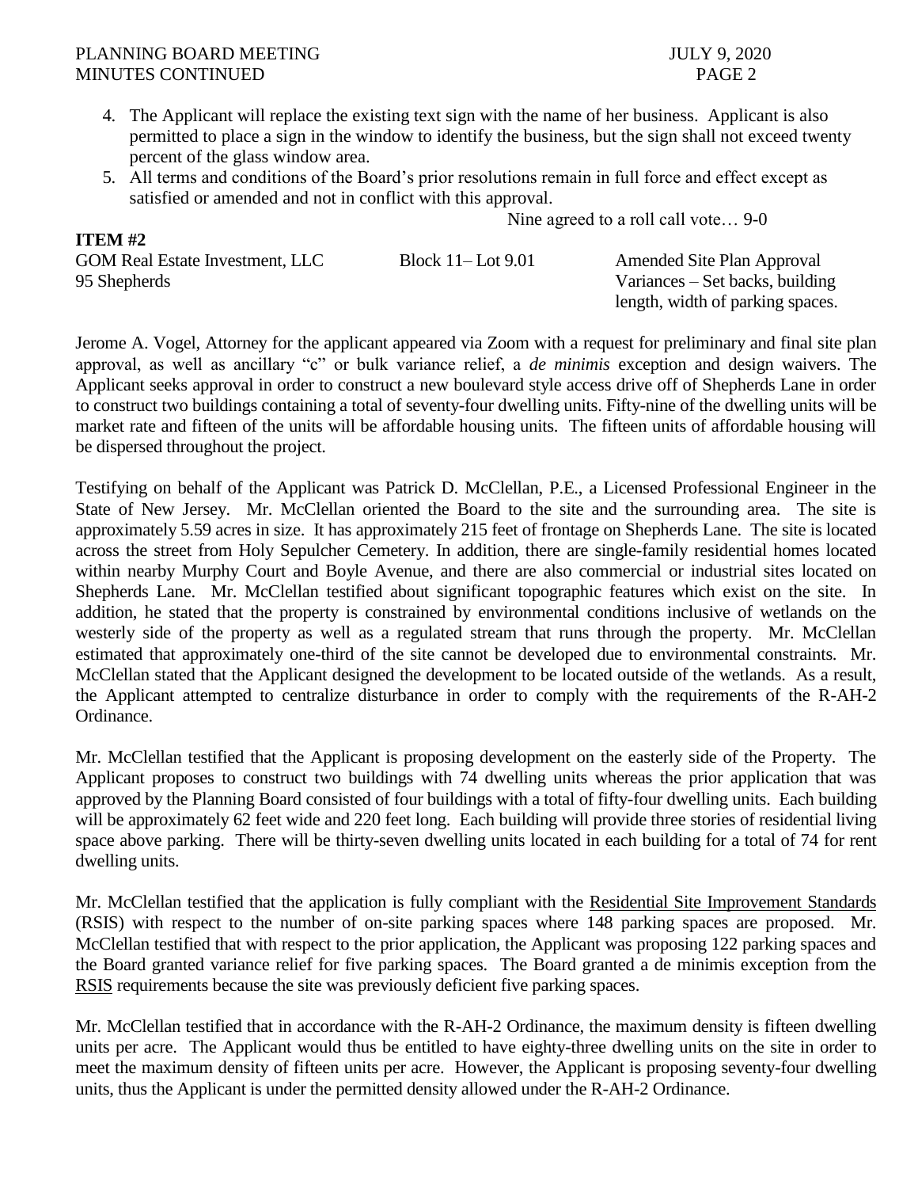4. The Applicant will replace the existing text sign with the name of her business. Applicant is also permitted to place a sign in the window to identify the business, but the sign shall not exceed twenty percent of the glass window area.
5. All terms and conditions of the Board's prior resolutions remain in full force and effect except as satisfied or amended and not in conflict with this approval.

Nine agreed to a roll call vote… 9-0

**ITEM #2**

| | | |
|---|---|---|
| GOM Real Estate Investment, LLC | Block 11– Lot 9.01 | Amended Site Plan Approval |
| 95 Shepherds | | Variances – Set backs, building length, width of parking spaces. |

Jerome A. Vogel, Attorney for the applicant appeared via Zoom with a request for preliminary and final site plan approval, as well as ancillary "c" or bulk variance relief, a *de minimis* exception and design waivers. The Applicant seeks approval in order to construct a new boulevard style access drive off of Shepherds Lane in order to construct two buildings containing a total of seventy-four dwelling units. Fifty-nine of the dwelling units will be market rate and fifteen of the units will be affordable housing units. The fifteen units of affordable housing will be dispersed throughout the project.

Testifying on behalf of the Applicant was Patrick D. McClellan, P.E., a Licensed Professional Engineer in the State of New Jersey. Mr. McClellan oriented the Board to the site and the surrounding area. The site is approximately 5.59 acres in size. It has approximately 215 feet of frontage on Shepherds Lane. The site is located across the street from Holy Sepulcher Cemetery. In addition, there are single-family residential homes located within nearby Murphy Court and Boyle Avenue, and there are also commercial or industrial sites located on Shepherds Lane. Mr. McClellan testified about significant topographic features which exist on the site. In addition, he stated that the property is constrained by environmental conditions inclusive of wetlands on the westerly side of the property as well as a regulated stream that runs through the property. Mr. McClellan estimated that approximately one-third of the site cannot be developed due to environmental constraints. Mr. McClellan stated that the Applicant designed the development to be located outside of the wetlands. As a result, the Applicant attempted to centralize disturbance in order to comply with the requirements of the R-AH-2 Ordinance.

Mr. McClellan testified that the Applicant is proposing development on the easterly side of the Property. The Applicant proposes to construct two buildings with 74 dwelling units whereas the prior application that was approved by the Planning Board consisted of four buildings with a total of fifty-four dwelling units. Each building will be approximately 62 feet wide and 220 feet long. Each building will provide three stories of residential living space above parking. There will be thirty-seven dwelling units located in each building for a total of 74 for rent dwelling units.

Mr. McClellan testified that the application is fully compliant with the Residential Site Improvement Standards (RSIS) with respect to the number of on-site parking spaces where 148 parking spaces are proposed. Mr. McClellan testified that with respect to the prior application, the Applicant was proposing 122 parking spaces and the Board granted variance relief for five parking spaces. The Board granted a de minimis exception from the RSIS requirements because the site was previously deficient five parking spaces.

Mr. McClellan testified that in accordance with the R-AH-2 Ordinance, the maximum density is fifteen dwelling units per acre. The Applicant would thus be entitled to have eighty-three dwelling units on the site in order to meet the maximum density of fifteen units per acre. However, the Applicant is proposing seventy-four dwelling units, thus the Applicant is under the permitted density allowed under the R-AH-2 Ordinance.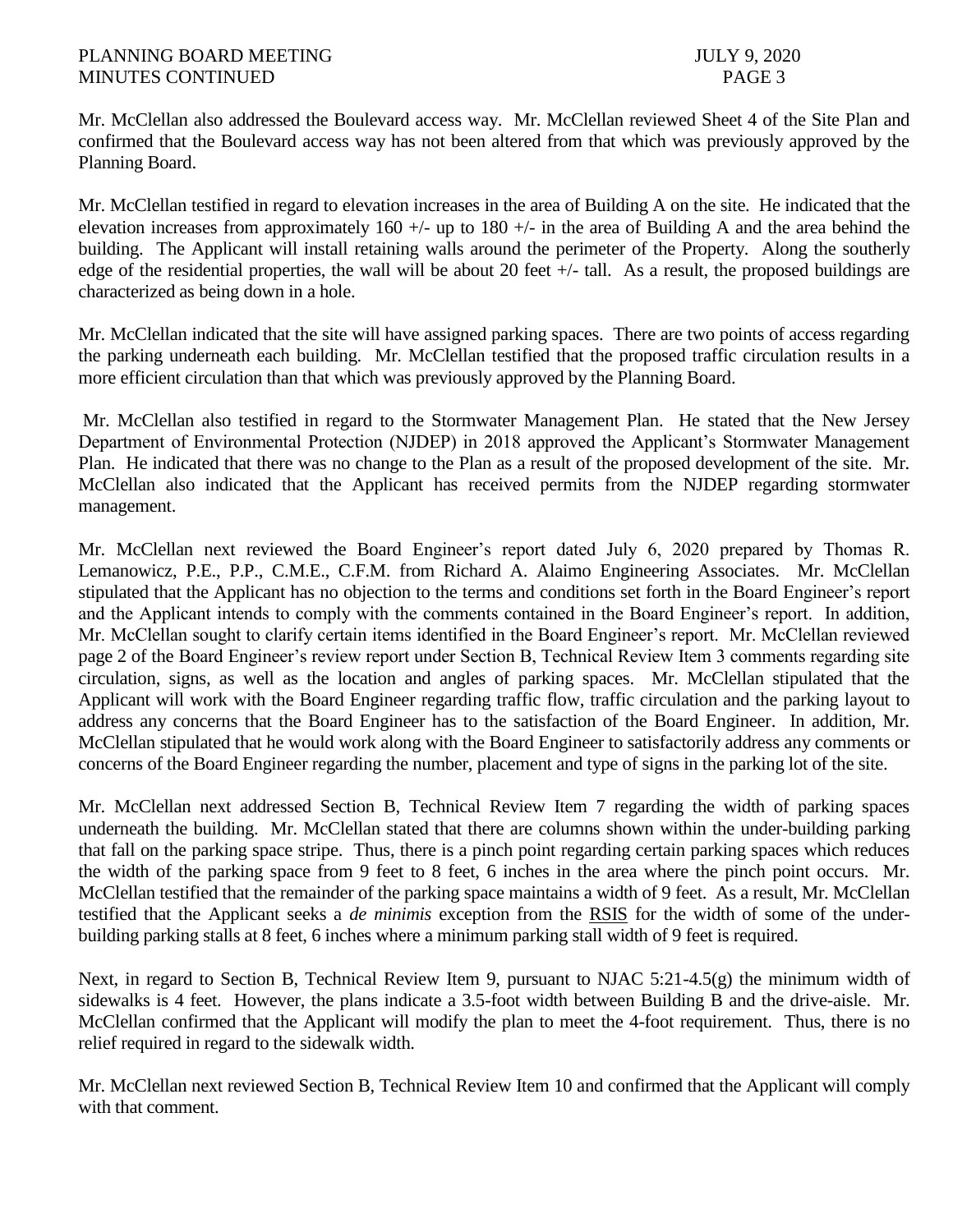Mr. McClellan also addressed the Boulevard access way. Mr. McClellan reviewed Sheet 4 of the Site Plan and confirmed that the Boulevard access way has not been altered from that which was previously approved by the Planning Board.

Mr. McClellan testified in regard to elevation increases in the area of Building A on the site. He indicated that the elevation increases from approximately 160 +/- up to 180 +/- in the area of Building A and the area behind the building. The Applicant will install retaining walls around the perimeter of the Property. Along the southerly edge of the residential properties, the wall will be about 20 feet +/- tall. As a result, the proposed buildings are characterized as being down in a hole.

Mr. McClellan indicated that the site will have assigned parking spaces. There are two points of access regarding the parking underneath each building. Mr. McClellan testified that the proposed traffic circulation results in a more efficient circulation than that which was previously approved by the Planning Board.

Mr. McClellan also testified in regard to the Stormwater Management Plan. He stated that the New Jersey Department of Environmental Protection (NJDEP) in 2018 approved the Applicant's Stormwater Management Plan. He indicated that there was no change to the Plan as a result of the proposed development of the site. Mr. McClellan also indicated that the Applicant has received permits from the NJDEP regarding stormwater management.

Mr. McClellan next reviewed the Board Engineer's report dated July 6, 2020 prepared by Thomas R. Lemanowicz, P.E., P.P., C.M.E., C.F.M. from Richard A. Alaimo Engineering Associates. Mr. McClellan stipulated that the Applicant has no objection to the terms and conditions set forth in the Board Engineer's report and the Applicant intends to comply with the comments contained in the Board Engineer's report. In addition, Mr. McClellan sought to clarify certain items identified in the Board Engineer's report. Mr. McClellan reviewed page 2 of the Board Engineer's review report under Section B, Technical Review Item 3 comments regarding site circulation, signs, as well as the location and angles of parking spaces. Mr. McClellan stipulated that the Applicant will work with the Board Engineer regarding traffic flow, traffic circulation and the parking layout to address any concerns that the Board Engineer has to the satisfaction of the Board Engineer. In addition, Mr. McClellan stipulated that he would work along with the Board Engineer to satisfactorily address any comments or concerns of the Board Engineer regarding the number, placement and type of signs in the parking lot of the site.

Mr. McClellan next addressed Section B, Technical Review Item 7 regarding the width of parking spaces underneath the building. Mr. McClellan stated that there are columns shown within the under-building parking that fall on the parking space stripe. Thus, there is a pinch point regarding certain parking spaces which reduces the width of the parking space from 9 feet to 8 feet, 6 inches in the area where the pinch point occurs. Mr. McClellan testified that the remainder of the parking space maintains a width of 9 feet. As a result, Mr. McClellan testified that the Applicant seeks a *de minimis* exception from the RSIS for the width of some of the under-building parking stalls at 8 feet, 6 inches where a minimum parking stall width of 9 feet is required.

Next, in regard to Section B, Technical Review Item 9, pursuant to NJAC 5:21-4.5(g) the minimum width of sidewalks is 4 feet. However, the plans indicate a 3.5-foot width between Building B and the drive-aisle. Mr. McClellan confirmed that the Applicant will modify the plan to meet the 4-foot requirement. Thus, there is no relief required in regard to the sidewalk width.

Mr. McClellan next reviewed Section B, Technical Review Item 10 and confirmed that the Applicant will comply with that comment.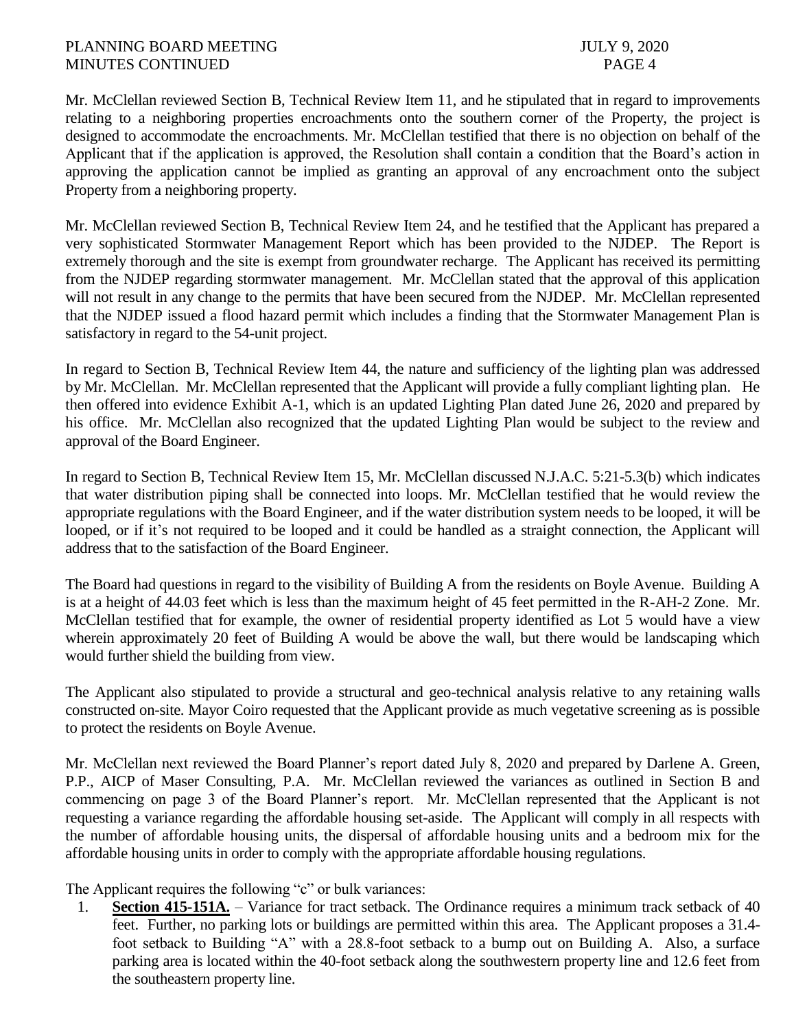Mr. McClellan reviewed Section B, Technical Review Item 11, and he stipulated that in regard to improvements relating to a neighboring properties encroachments onto the southern corner of the Property, the project is designed to accommodate the encroachments. Mr. McClellan testified that there is no objection on behalf of the Applicant that if the application is approved, the Resolution shall contain a condition that the Board's action in approving the application cannot be implied as granting an approval of any encroachment onto the subject Property from a neighboring property.

Mr. McClellan reviewed Section B, Technical Review Item 24, and he testified that the Applicant has prepared a very sophisticated Stormwater Management Report which has been provided to the NJDEP. The Report is extremely thorough and the site is exempt from groundwater recharge. The Applicant has received its permitting from the NJDEP regarding stormwater management. Mr. McClellan stated that the approval of this application will not result in any change to the permits that have been secured from the NJDEP. Mr. McClellan represented that the NJDEP issued a flood hazard permit which includes a finding that the Stormwater Management Plan is satisfactory in regard to the 54-unit project.

In regard to Section B, Technical Review Item 44, the nature and sufficiency of the lighting plan was addressed by Mr. McClellan. Mr. McClellan represented that the Applicant will provide a fully compliant lighting plan. He then offered into evidence Exhibit A-1, which is an updated Lighting Plan dated June 26, 2020 and prepared by his office. Mr. McClellan also recognized that the updated Lighting Plan would be subject to the review and approval of the Board Engineer.

In regard to Section B, Technical Review Item 15, Mr. McClellan discussed N.J.A.C. 5:21-5.3(b) which indicates that water distribution piping shall be connected into loops. Mr. McClellan testified that he would review the appropriate regulations with the Board Engineer, and if the water distribution system needs to be looped, it will be looped, or if it's not required to be looped and it could be handled as a straight connection, the Applicant will address that to the satisfaction of the Board Engineer.

The Board had questions in regard to the visibility of Building A from the residents on Boyle Avenue. Building A is at a height of 44.03 feet which is less than the maximum height of 45 feet permitted in the R-AH-2 Zone. Mr. McClellan testified that for example, the owner of residential property identified as Lot 5 would have a view wherein approximately 20 feet of Building A would be above the wall, but there would be landscaping which would further shield the building from view.

The Applicant also stipulated to provide a structural and geo-technical analysis relative to any retaining walls constructed on-site. Mayor Coiro requested that the Applicant provide as much vegetative screening as is possible to protect the residents on Boyle Avenue.

Mr. McClellan next reviewed the Board Planner's report dated July 8, 2020 and prepared by Darlene A. Green, P.P., AICP of Maser Consulting, P.A. Mr. McClellan reviewed the variances as outlined in Section B and commencing on page 3 of the Board Planner's report. Mr. McClellan represented that the Applicant is not requesting a variance regarding the affordable housing set-aside. The Applicant will comply in all respects with the number of affordable housing units, the dispersal of affordable housing units and a bedroom mix for the affordable housing units in order to comply with the appropriate affordable housing regulations.

The Applicant requires the following "c" or bulk variances:

1. **Section 415-151A.** – Variance for tract setback. The Ordinance requires a minimum track setback of 40 feet. Further, no parking lots or buildings are permitted within this area. The Applicant proposes a 31.4-foot setback to Building "A" with a 28.8-foot setback to a bump out on Building A. Also, a surface parking area is located within the 40-foot setback along the southwestern property line and 12.6 feet from the southeastern property line.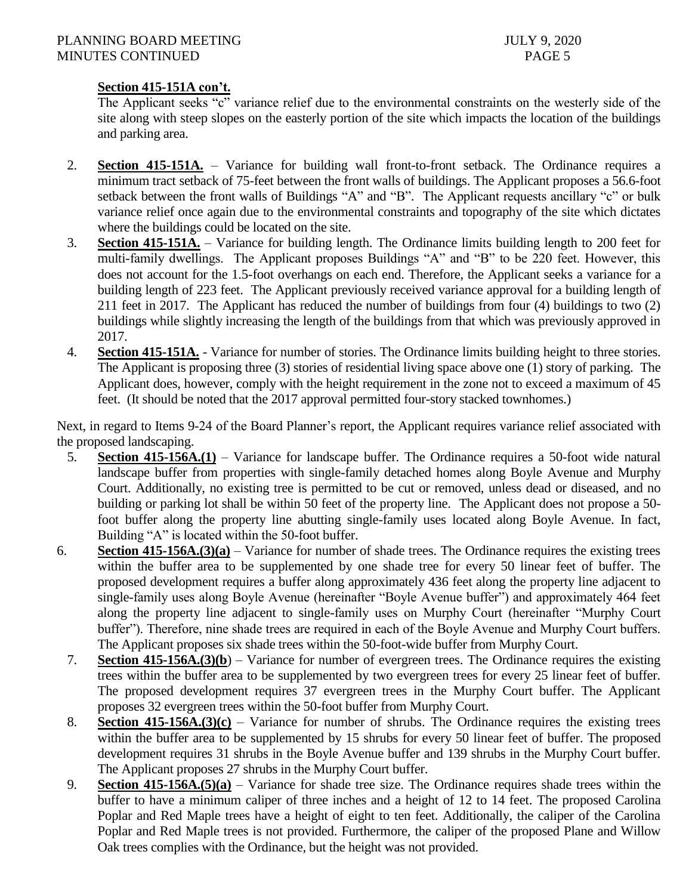**Section 415-151A con't.**

The Applicant seeks "c" variance relief due to the environmental constraints on the westerly side of the site along with steep slopes on the easterly portion of the site which impacts the location of the buildings and parking area.

2. **Section 415-151A.** – Variance for building wall front-to-front setback. The Ordinance requires a minimum tract setback of 75-feet between the front walls of buildings. The Applicant proposes a 56.6-foot setback between the front walls of Buildings "A" and "B". The Applicant requests ancillary "c" or bulk variance relief once again due to the environmental constraints and topography of the site which dictates where the buildings could be located on the site.
3. **Section 415-151A.** – Variance for building length. The Ordinance limits building length to 200 feet for multi-family dwellings. The Applicant proposes Buildings "A" and "B" to be 220 feet. However, this does not account for the 1.5-foot overhangs on each end. Therefore, the Applicant seeks a variance for a building length of 223 feet. The Applicant previously received variance approval for a building length of 211 feet in 2017. The Applicant has reduced the number of buildings from four (4) buildings to two (2) buildings while slightly increasing the length of the buildings from that which was previously approved in 2017.
4. **Section 415-151A.** - Variance for number of stories. The Ordinance limits building height to three stories. The Applicant is proposing three (3) stories of residential living space above one (1) story of parking. The Applicant does, however, comply with the height requirement in the zone not to exceed a maximum of 45 feet. (It should be noted that the 2017 approval permitted four-story stacked townhomes.)

Next, in regard to Items 9-24 of the Board Planner's report, the Applicant requires variance relief associated with the proposed landscaping.

5. **Section 415-156A.(1)** – Variance for landscape buffer. The Ordinance requires a 50-foot wide natural landscape buffer from properties with single-family detached homes along Boyle Avenue and Murphy Court. Additionally, no existing tree is permitted to be cut or removed, unless dead or diseased, and no building or parking lot shall be within 50 feet of the property line. The Applicant does not propose a 50-foot buffer along the property line abutting single-family uses located along Boyle Avenue. In fact, Building "A" is located within the 50-foot buffer.
6. **Section 415-156A.(3)(a)** – Variance for number of shade trees. The Ordinance requires the existing trees within the buffer area to be supplemented by one shade tree for every 50 linear feet of buffer. The proposed development requires a buffer along approximately 436 feet along the property line adjacent to single-family uses along Boyle Avenue (hereinafter "Boyle Avenue buffer") and approximately 464 feet along the property line adjacent to single-family uses on Murphy Court (hereinafter "Murphy Court buffer"). Therefore, nine shade trees are required in each of the Boyle Avenue and Murphy Court buffers. The Applicant proposes six shade trees within the 50-foot-wide buffer from Murphy Court.
7. **Section 415-156A.(3)(b)** – Variance for number of evergreen trees. The Ordinance requires the existing trees within the buffer area to be supplemented by two evergreen trees for every 25 linear feet of buffer. The proposed development requires 37 evergreen trees in the Murphy Court buffer. The Applicant proposes 32 evergreen trees within the 50-foot buffer from Murphy Court.
8. **Section 415-156A.(3)(c)** – Variance for number of shrubs. The Ordinance requires the existing trees within the buffer area to be supplemented by 15 shrubs for every 50 linear feet of buffer. The proposed development requires 31 shrubs in the Boyle Avenue buffer and 139 shrubs in the Murphy Court buffer. The Applicant proposes 27 shrubs in the Murphy Court buffer.
9. **Section 415-156A.(5)(a)** – Variance for shade tree size. The Ordinance requires shade trees within the buffer to have a minimum caliper of three inches and a height of 12 to 14 feet. The proposed Carolina Poplar and Red Maple trees have a height of eight to ten feet. Additionally, the caliper of the Carolina Poplar and Red Maple trees is not provided. Furthermore, the caliper of the proposed Plane and Willow Oak trees complies with the Ordinance, but the height was not provided.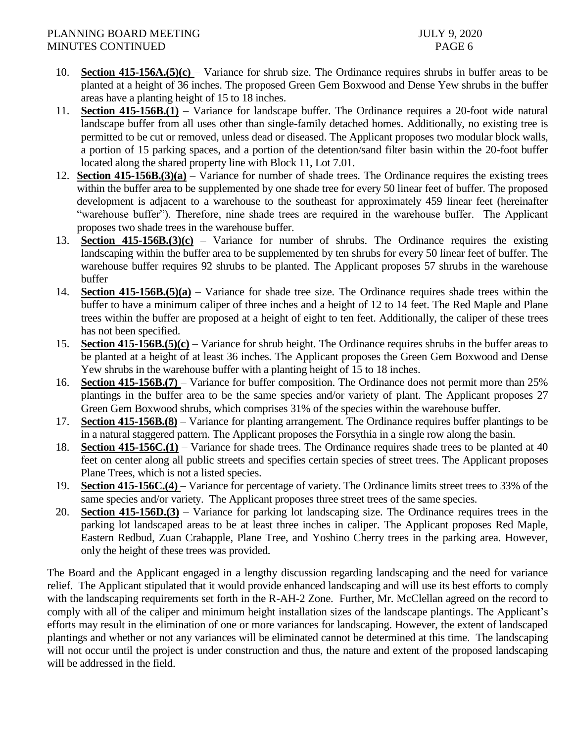10. **Section 415-156A.(5)(c)** – Variance for shrub size. The Ordinance requires shrubs in buffer areas to be planted at a height of 36 inches. The proposed Green Gem Boxwood and Dense Yew shrubs in the buffer areas have a planting height of 15 to 18 inches.
11. **Section 415-156B.(1)** – Variance for landscape buffer. The Ordinance requires a 20-foot wide natural landscape buffer from all uses other than single-family detached homes. Additionally, no existing tree is permitted to be cut or removed, unless dead or diseased. The Applicant proposes two modular block walls, a portion of 15 parking spaces, and a portion of the detention/sand filter basin within the 20-foot buffer located along the shared property line with Block 11, Lot 7.01.
12. **Section 415-156B.(3)(a)** – Variance for number of shade trees. The Ordinance requires the existing trees within the buffer area to be supplemented by one shade tree for every 50 linear feet of buffer. The proposed development is adjacent to a warehouse to the southeast for approximately 459 linear feet (hereinafter "warehouse buffer"). Therefore, nine shade trees are required in the warehouse buffer. The Applicant proposes two shade trees in the warehouse buffer.
13. **Section 415-156B.(3)(c)** – Variance for number of shrubs. The Ordinance requires the existing landscaping within the buffer area to be supplemented by ten shrubs for every 50 linear feet of buffer. The warehouse buffer requires 92 shrubs to be planted. The Applicant proposes 57 shrubs in the warehouse buffer
14. **Section 415-156B.(5)(a)** – Variance for shade tree size. The Ordinance requires shade trees within the buffer to have a minimum caliper of three inches and a height of 12 to 14 feet. The Red Maple and Plane trees within the buffer are proposed at a height of eight to ten feet. Additionally, the caliper of these trees has not been specified.
15. **Section 415-156B.(5)(c)** – Variance for shrub height. The Ordinance requires shrubs in the buffer areas to be planted at a height of at least 36 inches. The Applicant proposes the Green Gem Boxwood and Dense Yew shrubs in the warehouse buffer with a planting height of 15 to 18 inches.
16. **Section 415-156B.(7)** – Variance for buffer composition. The Ordinance does not permit more than 25% plantings in the buffer area to be the same species and/or variety of plant. The Applicant proposes 27 Green Gem Boxwood shrubs, which comprises 31% of the species within the warehouse buffer.
17. **Section 415-156B.(8)** – Variance for planting arrangement. The Ordinance requires buffer plantings to be in a natural staggered pattern. The Applicant proposes the Forsythia in a single row along the basin.
18. **Section 415-156C.(1)** – Variance for shade trees. The Ordinance requires shade trees to be planted at 40 feet on center along all public streets and specifies certain species of street trees. The Applicant proposes Plane Trees, which is not a listed species.
19. **Section 415-156C.(4)** – Variance for percentage of variety. The Ordinance limits street trees to 33% of the same species and/or variety. The Applicant proposes three street trees of the same species.
20. **Section 415-156D.(3)** – Variance for parking lot landscaping size. The Ordinance requires trees in the parking lot landscaped areas to be at least three inches in caliper. The Applicant proposes Red Maple, Eastern Redbud, Zuan Crabapple, Plane Tree, and Yoshino Cherry trees in the parking area. However, only the height of these trees was provided.

The Board and the Applicant engaged in a lengthy discussion regarding landscaping and the need for variance relief. The Applicant stipulated that it would provide enhanced landscaping and will use its best efforts to comply with the landscaping requirements set forth in the R-AH-2 Zone. Further, Mr. McClellan agreed on the record to comply with all of the caliper and minimum height installation sizes of the landscape plantings. The Applicant's efforts may result in the elimination of one or more variances for landscaping. However, the extent of landscaped plantings and whether or not any variances will be eliminated cannot be determined at this time. The landscaping will not occur until the project is under construction and thus, the nature and extent of the proposed landscaping will be addressed in the field.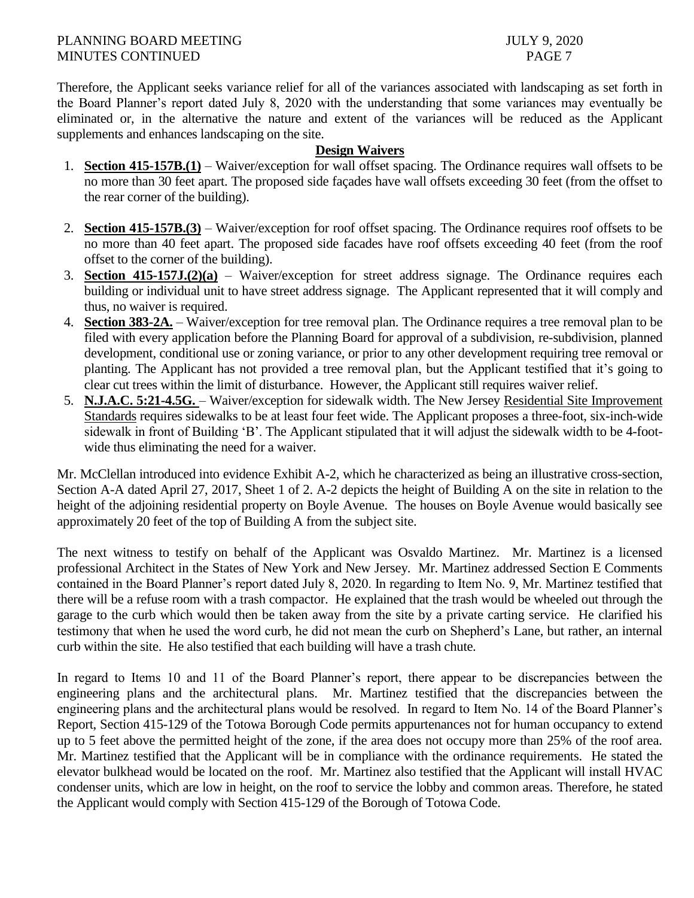Therefore, the Applicant seeks variance relief for all of the variances associated with landscaping as set forth in the Board Planner's report dated July 8, 2020 with the understanding that some variances may eventually be eliminated or, in the alternative the nature and extent of the variances will be reduced as the Applicant supplements and enhances landscaping on the site.

**Design Waivers**

1. **Section 415-157B.(1)** – Waiver/exception for wall offset spacing. The Ordinance requires wall offsets to be no more than 30 feet apart. The proposed side façades have wall offsets exceeding 30 feet (from the offset to the rear corner of the building).
2. **Section 415-157B.(3)** – Waiver/exception for roof offset spacing. The Ordinance requires roof offsets to be no more than 40 feet apart. The proposed side facades have roof offsets exceeding 40 feet (from the roof offset to the corner of the building).
3. **Section 415-157J.(2)(a)** – Waiver/exception for street address signage. The Ordinance requires each building or individual unit to have street address signage. The Applicant represented that it will comply and thus, no waiver is required.
4. **Section 383-2A.** – Waiver/exception for tree removal plan. The Ordinance requires a tree removal plan to be filed with every application before the Planning Board for approval of a subdivision, re-subdivision, planned development, conditional use or zoning variance, or prior to any other development requiring tree removal or planting. The Applicant has not provided a tree removal plan, but the Applicant testified that it's going to clear cut trees within the limit of disturbance. However, the Applicant still requires waiver relief.
5. **N.J.A.C. 5:21-4.5G.** – Waiver/exception for sidewalk width. The New Jersey Residential Site Improvement Standards requires sidewalks to be at least four feet wide. The Applicant proposes a three-foot, six-inch-wide sidewalk in front of Building 'B'. The Applicant stipulated that it will adjust the sidewalk width to be 4-foot-wide thus eliminating the need for a waiver.

Mr. McClellan introduced into evidence Exhibit A-2, which he characterized as being an illustrative cross-section, Section A-A dated April 27, 2017, Sheet 1 of 2. A-2 depicts the height of Building A on the site in relation to the height of the adjoining residential property on Boyle Avenue. The houses on Boyle Avenue would basically see approximately 20 feet of the top of Building A from the subject site.

The next witness to testify on behalf of the Applicant was Osvaldo Martinez. Mr. Martinez is a licensed professional Architect in the States of New York and New Jersey. Mr. Martinez addressed Section E Comments contained in the Board Planner's report dated July 8, 2020. In regarding to Item No. 9, Mr. Martinez testified that there will be a refuse room with a trash compactor. He explained that the trash would be wheeled out through the garage to the curb which would then be taken away from the site by a private carting service. He clarified his testimony that when he used the word curb, he did not mean the curb on Shepherd's Lane, but rather, an internal curb within the site. He also testified that each building will have a trash chute.

In regard to Items 10 and 11 of the Board Planner's report, there appear to be discrepancies between the engineering plans and the architectural plans. Mr. Martinez testified that the discrepancies between the engineering plans and the architectural plans would be resolved. In regard to Item No. 14 of the Board Planner's Report, Section 415-129 of the Totowa Borough Code permits appurtenances not for human occupancy to extend up to 5 feet above the permitted height of the zone, if the area does not occupy more than 25% of the roof area. Mr. Martinez testified that the Applicant will be in compliance with the ordinance requirements. He stated the elevator bulkhead would be located on the roof. Mr. Martinez also testified that the Applicant will install HVAC condenser units, which are low in height, on the roof to service the lobby and common areas. Therefore, he stated the Applicant would comply with Section 415-129 of the Borough of Totowa Code.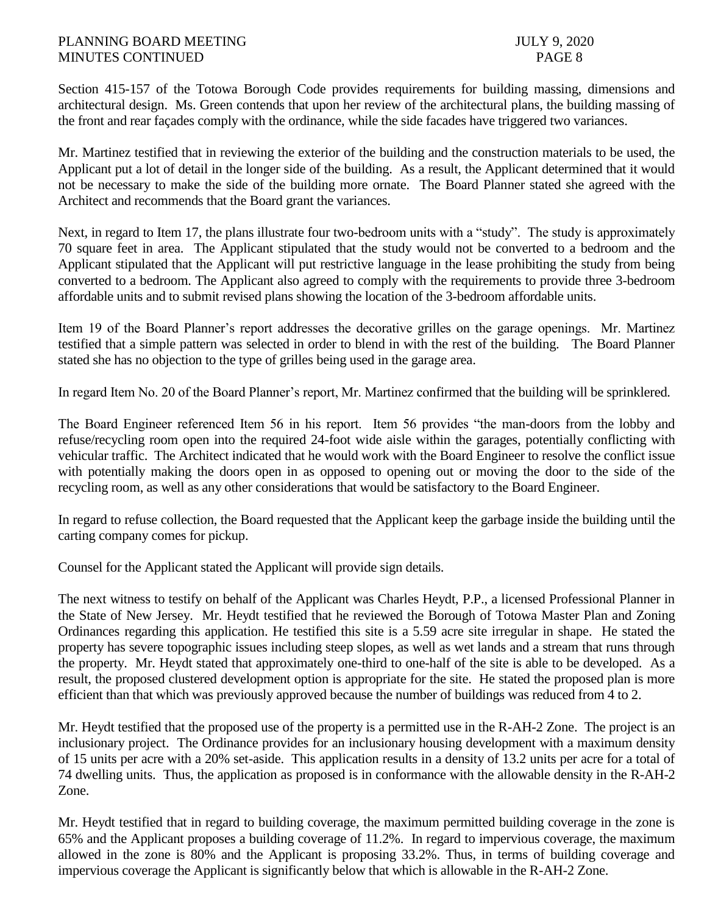Section 415-157 of the Totowa Borough Code provides requirements for building massing, dimensions and architectural design. Ms. Green contends that upon her review of the architectural plans, the building massing of the front and rear façades comply with the ordinance, while the side facades have triggered two variances.

Mr. Martinez testified that in reviewing the exterior of the building and the construction materials to be used, the Applicant put a lot of detail in the longer side of the building. As a result, the Applicant determined that it would not be necessary to make the side of the building more ornate. The Board Planner stated she agreed with the Architect and recommends that the Board grant the variances.

Next, in regard to Item 17, the plans illustrate four two-bedroom units with a "study". The study is approximately 70 square feet in area. The Applicant stipulated that the study would not be converted to a bedroom and the Applicant stipulated that the Applicant will put restrictive language in the lease prohibiting the study from being converted to a bedroom. The Applicant also agreed to comply with the requirements to provide three 3-bedroom affordable units and to submit revised plans showing the location of the 3-bedroom affordable units.

Item 19 of the Board Planner's report addresses the decorative grilles on the garage openings. Mr. Martinez testified that a simple pattern was selected in order to blend in with the rest of the building. The Board Planner stated she has no objection to the type of grilles being used in the garage area.

In regard Item No. 20 of the Board Planner's report, Mr. Martinez confirmed that the building will be sprinklered.

The Board Engineer referenced Item 56 in his report. Item 56 provides "the man-doors from the lobby and refuse/recycling room open into the required 24-foot wide aisle within the garages, potentially conflicting with vehicular traffic. The Architect indicated that he would work with the Board Engineer to resolve the conflict issue with potentially making the doors open in as opposed to opening out or moving the door to the side of the recycling room, as well as any other considerations that would be satisfactory to the Board Engineer.

In regard to refuse collection, the Board requested that the Applicant keep the garbage inside the building until the carting company comes for pickup.

Counsel for the Applicant stated the Applicant will provide sign details.

The next witness to testify on behalf of the Applicant was Charles Heydt, P.P., a licensed Professional Planner in the State of New Jersey. Mr. Heydt testified that he reviewed the Borough of Totowa Master Plan and Zoning Ordinances regarding this application. He testified this site is a 5.59 acre site irregular in shape. He stated the property has severe topographic issues including steep slopes, as well as wet lands and a stream that runs through the property. Mr. Heydt stated that approximately one-third to one-half of the site is able to be developed. As a result, the proposed clustered development option is appropriate for the site. He stated the proposed plan is more efficient than that which was previously approved because the number of buildings was reduced from 4 to 2.

Mr. Heydt testified that the proposed use of the property is a permitted use in the R-AH-2 Zone. The project is an inclusionary project. The Ordinance provides for an inclusionary housing development with a maximum density of 15 units per acre with a 20% set-aside. This application results in a density of 13.2 units per acre for a total of 74 dwelling units. Thus, the application as proposed is in conformance with the allowable density in the R-AH-2 Zone.

Mr. Heydt testified that in regard to building coverage, the maximum permitted building coverage in the zone is 65% and the Applicant proposes a building coverage of 11.2%. In regard to impervious coverage, the maximum allowed in the zone is 80% and the Applicant is proposing 33.2%. Thus, in terms of building coverage and impervious coverage the Applicant is significantly below that which is allowable in the R-AH-2 Zone.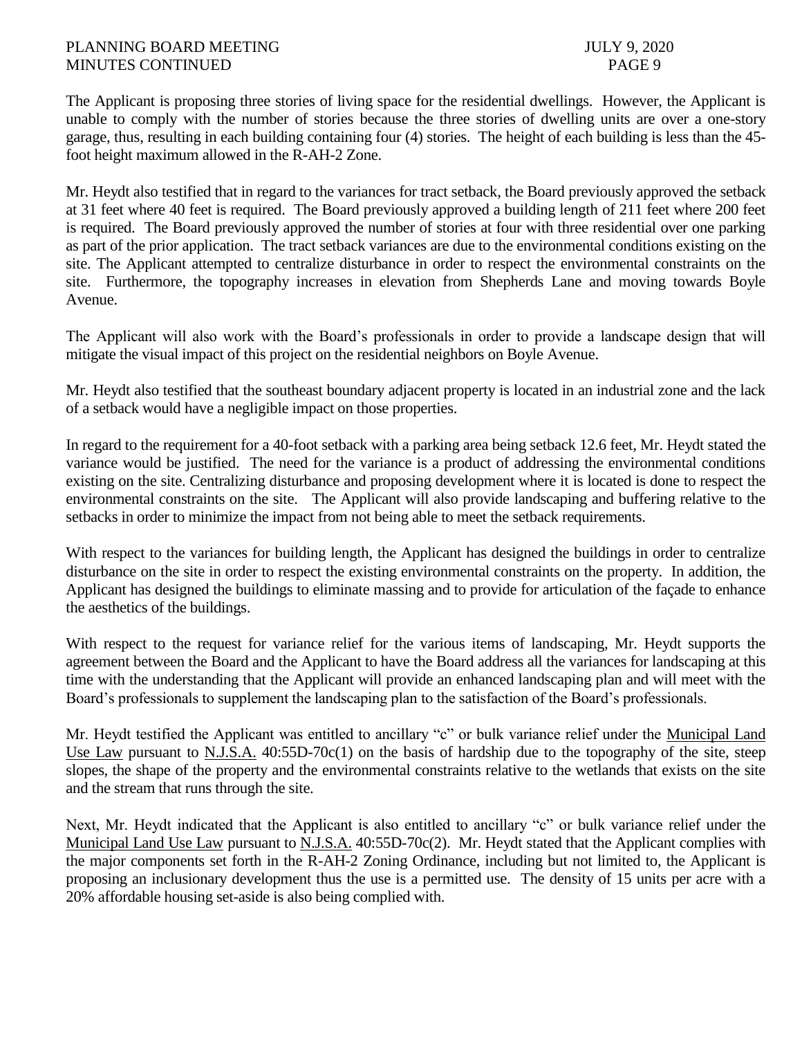The Applicant is proposing three stories of living space for the residential dwellings. However, the Applicant is unable to comply with the number of stories because the three stories of dwelling units are over a one-story garage, thus, resulting in each building containing four (4) stories. The height of each building is less than the 45-foot height maximum allowed in the R-AH-2 Zone.

Mr. Heydt also testified that in regard to the variances for tract setback, the Board previously approved the setback at 31 feet where 40 feet is required. The Board previously approved a building length of 211 feet where 200 feet is required. The Board previously approved the number of stories at four with three residential over one parking as part of the prior application. The tract setback variances are due to the environmental conditions existing on the site. The Applicant attempted to centralize disturbance in order to respect the environmental constraints on the site. Furthermore, the topography increases in elevation from Shepherds Lane and moving towards Boyle Avenue.

The Applicant will also work with the Board's professionals in order to provide a landscape design that will mitigate the visual impact of this project on the residential neighbors on Boyle Avenue.

Mr. Heydt also testified that the southeast boundary adjacent property is located in an industrial zone and the lack of a setback would have a negligible impact on those properties.

In regard to the requirement for a 40-foot setback with a parking area being setback 12.6 feet, Mr. Heydt stated the variance would be justified. The need for the variance is a product of addressing the environmental conditions existing on the site. Centralizing disturbance and proposing development where it is located is done to respect the environmental constraints on the site. The Applicant will also provide landscaping and buffering relative to the setbacks in order to minimize the impact from not being able to meet the setback requirements.

With respect to the variances for building length, the Applicant has designed the buildings in order to centralize disturbance on the site in order to respect the existing environmental constraints on the property. In addition, the Applicant has designed the buildings to eliminate massing and to provide for articulation of the façade to enhance the aesthetics of the buildings.

With respect to the request for variance relief for the various items of landscaping, Mr. Heydt supports the agreement between the Board and the Applicant to have the Board address all the variances for landscaping at this time with the understanding that the Applicant will provide an enhanced landscaping plan and will meet with the Board's professionals to supplement the landscaping plan to the satisfaction of the Board's professionals.

Mr. Heydt testified the Applicant was entitled to ancillary "c" or bulk variance relief under the Municipal Land Use Law pursuant to N.J.S.A. 40:55D-70c(1) on the basis of hardship due to the topography of the site, steep slopes, the shape of the property and the environmental constraints relative to the wetlands that exists on the site and the stream that runs through the site.

Next, Mr. Heydt indicated that the Applicant is also entitled to ancillary "c" or bulk variance relief under the Municipal Land Use Law pursuant to N.J.S.A. 40:55D-70c(2). Mr. Heydt stated that the Applicant complies with the major components set forth in the R-AH-2 Zoning Ordinance, including but not limited to, the Applicant is proposing an inclusionary development thus the use is a permitted use. The density of 15 units per acre with a 20% affordable housing set-aside is also being complied with.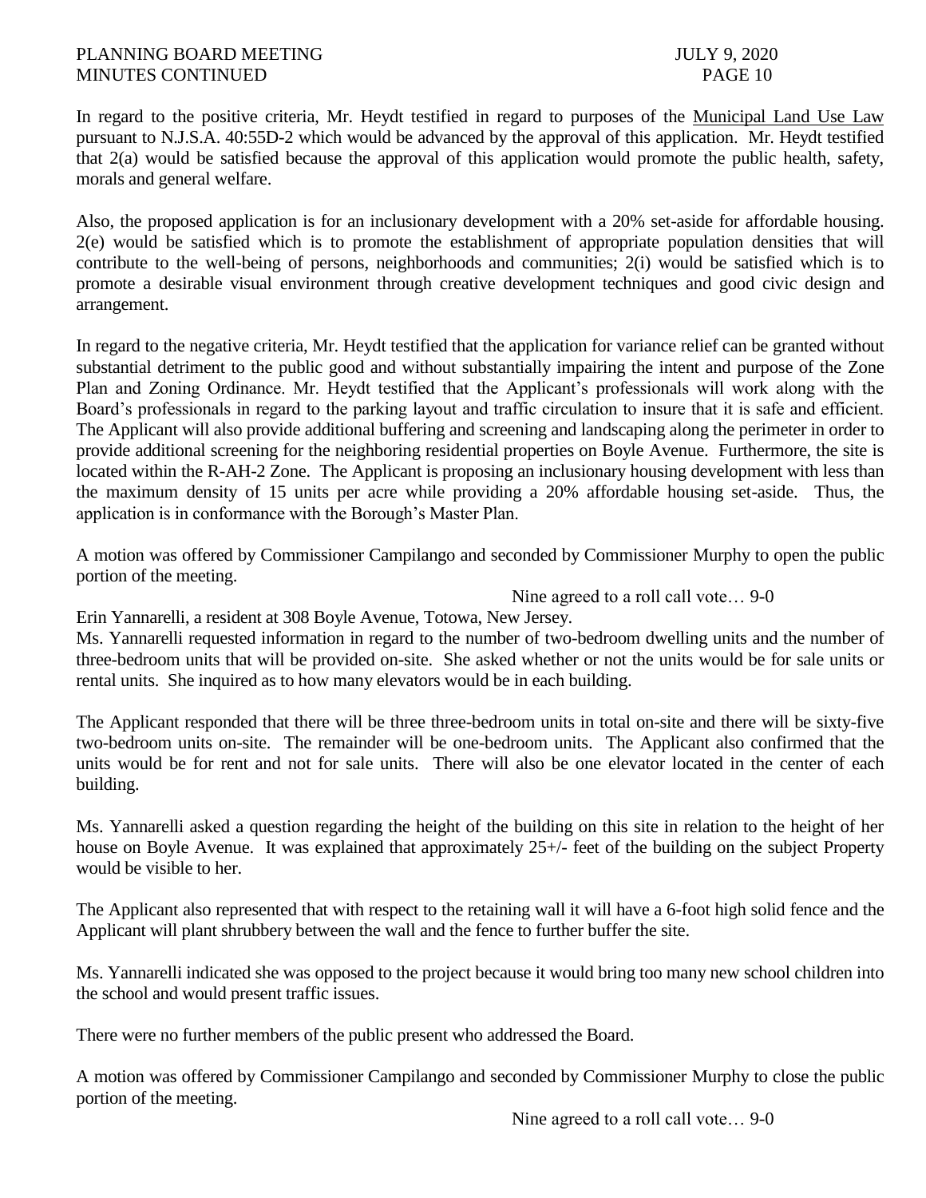In regard to the positive criteria, Mr. Heydt testified in regard to purposes of the Municipal Land Use Law pursuant to N.J.S.A. 40:55D-2 which would be advanced by the approval of this application. Mr. Heydt testified that 2(a) would be satisfied because the approval of this application would promote the public health, safety, morals and general welfare.

Also, the proposed application is for an inclusionary development with a 20% set-aside for affordable housing. 2(e) would be satisfied which is to promote the establishment of appropriate population densities that will contribute to the well-being of persons, neighborhoods and communities; 2(i) would be satisfied which is to promote a desirable visual environment through creative development techniques and good civic design and arrangement.

In regard to the negative criteria, Mr. Heydt testified that the application for variance relief can be granted without substantial detriment to the public good and without substantially impairing the intent and purpose of the Zone Plan and Zoning Ordinance. Mr. Heydt testified that the Applicant's professionals will work along with the Board's professionals in regard to the parking layout and traffic circulation to insure that it is safe and efficient. The Applicant will also provide additional buffering and screening and landscaping along the perimeter in order to provide additional screening for the neighboring residential properties on Boyle Avenue. Furthermore, the site is located within the R-AH-2 Zone. The Applicant is proposing an inclusionary housing development with less than the maximum density of 15 units per acre while providing a 20% affordable housing set-aside. Thus, the application is in conformance with the Borough's Master Plan.

A motion was offered by Commissioner Campilango and seconded by Commissioner Murphy to open the public portion of the meeting.

Nine agreed to a roll call vote… 9-0

Erin Yannarelli, a resident at 308 Boyle Avenue, Totowa, New Jersey.

Ms. Yannarelli requested information in regard to the number of two-bedroom dwelling units and the number of three-bedroom units that will be provided on-site. She asked whether or not the units would be for sale units or rental units. She inquired as to how many elevators would be in each building.

The Applicant responded that there will be three three-bedroom units in total on-site and there will be sixty-five two-bedroom units on-site. The remainder will be one-bedroom units. The Applicant also confirmed that the units would be for rent and not for sale units. There will also be one elevator located in the center of each building.

Ms. Yannarelli asked a question regarding the height of the building on this site in relation to the height of her house on Boyle Avenue. It was explained that approximately 25+/- feet of the building on the subject Property would be visible to her.

The Applicant also represented that with respect to the retaining wall it will have a 6-foot high solid fence and the Applicant will plant shrubbery between the wall and the fence to further buffer the site.

Ms. Yannarelli indicated she was opposed to the project because it would bring too many new school children into the school and would present traffic issues.

There were no further members of the public present who addressed the Board.

A motion was offered by Commissioner Campilango and seconded by Commissioner Murphy to close the public portion of the meeting.

Nine agreed to a roll call vote… 9-0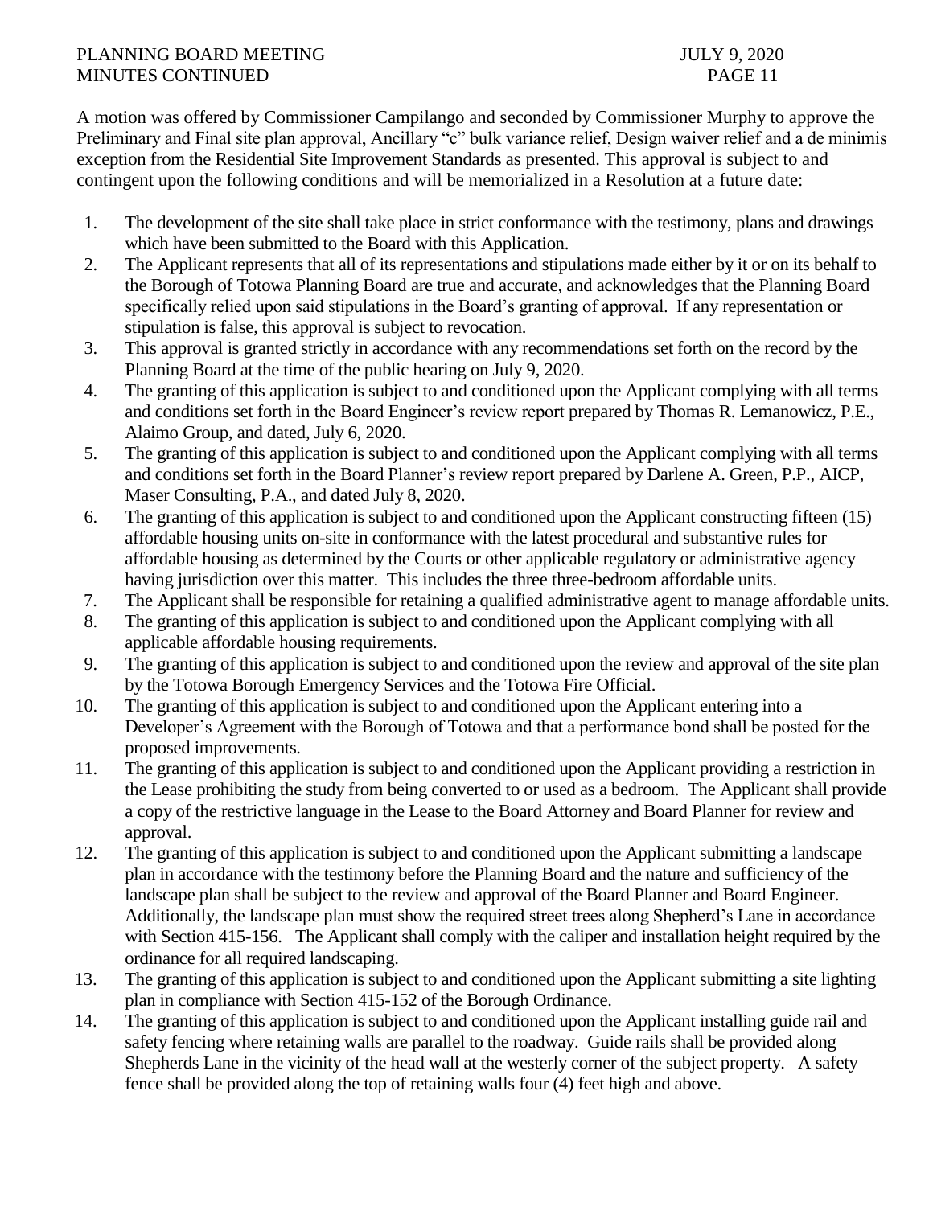A motion was offered by Commissioner Campilango and seconded by Commissioner Murphy to approve the Preliminary and Final site plan approval, Ancillary "c" bulk variance relief, Design waiver relief and a de minimis exception from the Residential Site Improvement Standards as presented. This approval is subject to and contingent upon the following conditions and will be memorialized in a Resolution at a future date:

1. The development of the site shall take place in strict conformance with the testimony, plans and drawings which have been submitted to the Board with this Application.
2. The Applicant represents that all of its representations and stipulations made either by it or on its behalf to the Borough of Totowa Planning Board are true and accurate, and acknowledges that the Planning Board specifically relied upon said stipulations in the Board's granting of approval. If any representation or stipulation is false, this approval is subject to revocation.
3. This approval is granted strictly in accordance with any recommendations set forth on the record by the Planning Board at the time of the public hearing on July 9, 2020.
4. The granting of this application is subject to and conditioned upon the Applicant complying with all terms and conditions set forth in the Board Engineer's review report prepared by Thomas R. Lemanowicz, P.E., Alaimo Group, and dated, July 6, 2020.
5. The granting of this application is subject to and conditioned upon the Applicant complying with all terms and conditions set forth in the Board Planner's review report prepared by Darlene A. Green, P.P., AICP, Maser Consulting, P.A., and dated July 8, 2020.
6. The granting of this application is subject to and conditioned upon the Applicant constructing fifteen (15) affordable housing units on-site in conformance with the latest procedural and substantive rules for affordable housing as determined by the Courts or other applicable regulatory or administrative agency having jurisdiction over this matter. This includes the three three-bedroom affordable units.
7. The Applicant shall be responsible for retaining a qualified administrative agent to manage affordable units.
8. The granting of this application is subject to and conditioned upon the Applicant complying with all applicable affordable housing requirements.
9. The granting of this application is subject to and conditioned upon the review and approval of the site plan by the Totowa Borough Emergency Services and the Totowa Fire Official.
10. The granting of this application is subject to and conditioned upon the Applicant entering into a Developer's Agreement with the Borough of Totowa and that a performance bond shall be posted for the proposed improvements.
11. The granting of this application is subject to and conditioned upon the Applicant providing a restriction in the Lease prohibiting the study from being converted to or used as a bedroom. The Applicant shall provide a copy of the restrictive language in the Lease to the Board Attorney and Board Planner for review and approval.
12. The granting of this application is subject to and conditioned upon the Applicant submitting a landscape plan in accordance with the testimony before the Planning Board and the nature and sufficiency of the landscape plan shall be subject to the review and approval of the Board Planner and Board Engineer. Additionally, the landscape plan must show the required street trees along Shepherd's Lane in accordance with Section 415-156. The Applicant shall comply with the caliper and installation height required by the ordinance for all required landscaping.
13. The granting of this application is subject to and conditioned upon the Applicant submitting a site lighting plan in compliance with Section 415-152 of the Borough Ordinance.
14. The granting of this application is subject to and conditioned upon the Applicant installing guide rail and safety fencing where retaining walls are parallel to the roadway. Guide rails shall be provided along Shepherds Lane in the vicinity of the head wall at the westerly corner of the subject property. A safety fence shall be provided along the top of retaining walls four (4) feet high and above.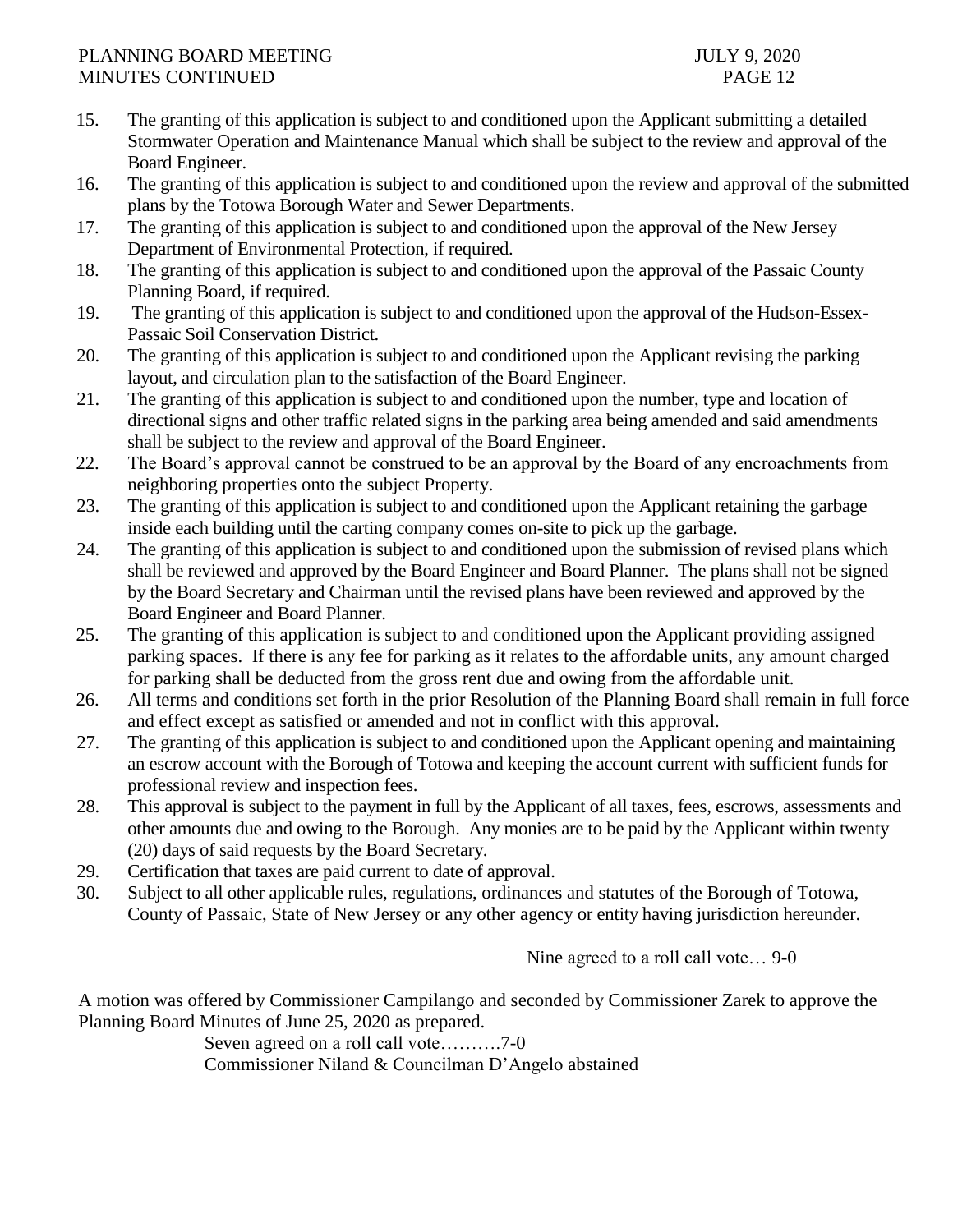15. The granting of this application is subject to and conditioned upon the Applicant submitting a detailed Stormwater Operation and Maintenance Manual which shall be subject to the review and approval of the Board Engineer.
16. The granting of this application is subject to and conditioned upon the review and approval of the submitted plans by the Totowa Borough Water and Sewer Departments.
17. The granting of this application is subject to and conditioned upon the approval of the New Jersey Department of Environmental Protection, if required.
18. The granting of this application is subject to and conditioned upon the approval of the Passaic County Planning Board, if required.
19. The granting of this application is subject to and conditioned upon the approval of the Hudson-Essex-Passaic Soil Conservation District.
20. The granting of this application is subject to and conditioned upon the Applicant revising the parking layout, and circulation plan to the satisfaction of the Board Engineer.
21. The granting of this application is subject to and conditioned upon the number, type and location of directional signs and other traffic related signs in the parking area being amended and said amendments shall be subject to the review and approval of the Board Engineer.
22. The Board's approval cannot be construed to be an approval by the Board of any encroachments from neighboring properties onto the subject Property.
23. The granting of this application is subject to and conditioned upon the Applicant retaining the garbage inside each building until the carting company comes on-site to pick up the garbage.
24. The granting of this application is subject to and conditioned upon the submission of revised plans which shall be reviewed and approved by the Board Engineer and Board Planner. The plans shall not be signed by the Board Secretary and Chairman until the revised plans have been reviewed and approved by the Board Engineer and Board Planner.
25. The granting of this application is subject to and conditioned upon the Applicant providing assigned parking spaces. If there is any fee for parking as it relates to the affordable units, any amount charged for parking shall be deducted from the gross rent due and owing from the affordable unit.
26. All terms and conditions set forth in the prior Resolution of the Planning Board shall remain in full force and effect except as satisfied or amended and not in conflict with this approval.
27. The granting of this application is subject to and conditioned upon the Applicant opening and maintaining an escrow account with the Borough of Totowa and keeping the account current with sufficient funds for professional review and inspection fees.
28. This approval is subject to the payment in full by the Applicant of all taxes, fees, escrows, assessments and other amounts due and owing to the Borough. Any monies are to be paid by the Applicant within twenty (20) days of said requests by the Board Secretary.
29. Certification that taxes are paid current to date of approval.
30. Subject to all other applicable rules, regulations, ordinances and statutes of the Borough of Totowa, County of Passaic, State of New Jersey or any other agency or entity having jurisdiction hereunder.

Nine agreed to a roll call vote… 9-0

A motion was offered by Commissioner Campilango and seconded by Commissioner Zarek to approve the Planning Board Minutes of June 25, 2020 as prepared.

Seven agreed on a roll call vote……….7-0
Commissioner Niland & Councilman D'Angelo abstained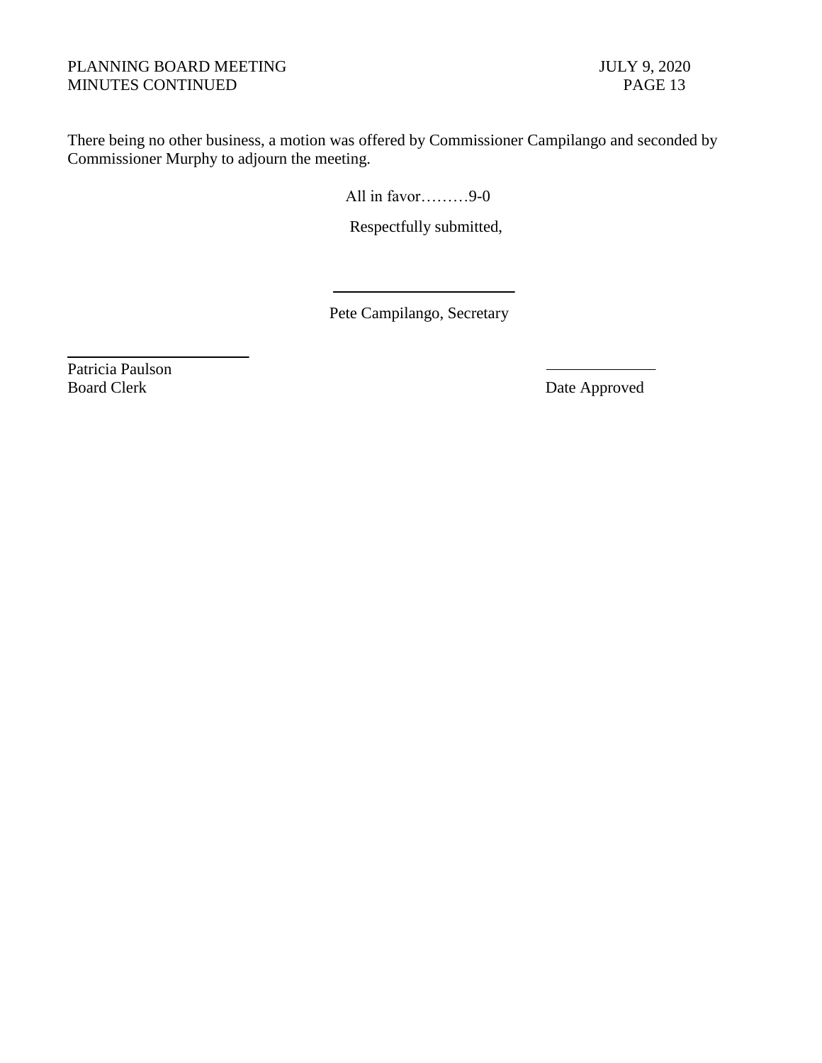There being no other business, a motion was offered by Commissioner Campilango and seconded by Commissioner Murphy to adjourn the meeting.

All in favor………9-0

Respectfully submitted,

\_\_\_\_\_\_\_\_\_\_\_\_\_\_\_\_\_\_\_\_\_\_\_\_

Pete Campilango, Secretary

\_\_\_\_\_\_\_\_\_\_\_\_\_\_\_\_\_\_\_\_\_\_\_\_

Patricia Paulson
Board Clerk

\_\_\_\_\_\_\_\_\_\_\_\_\_\_

Date Approved